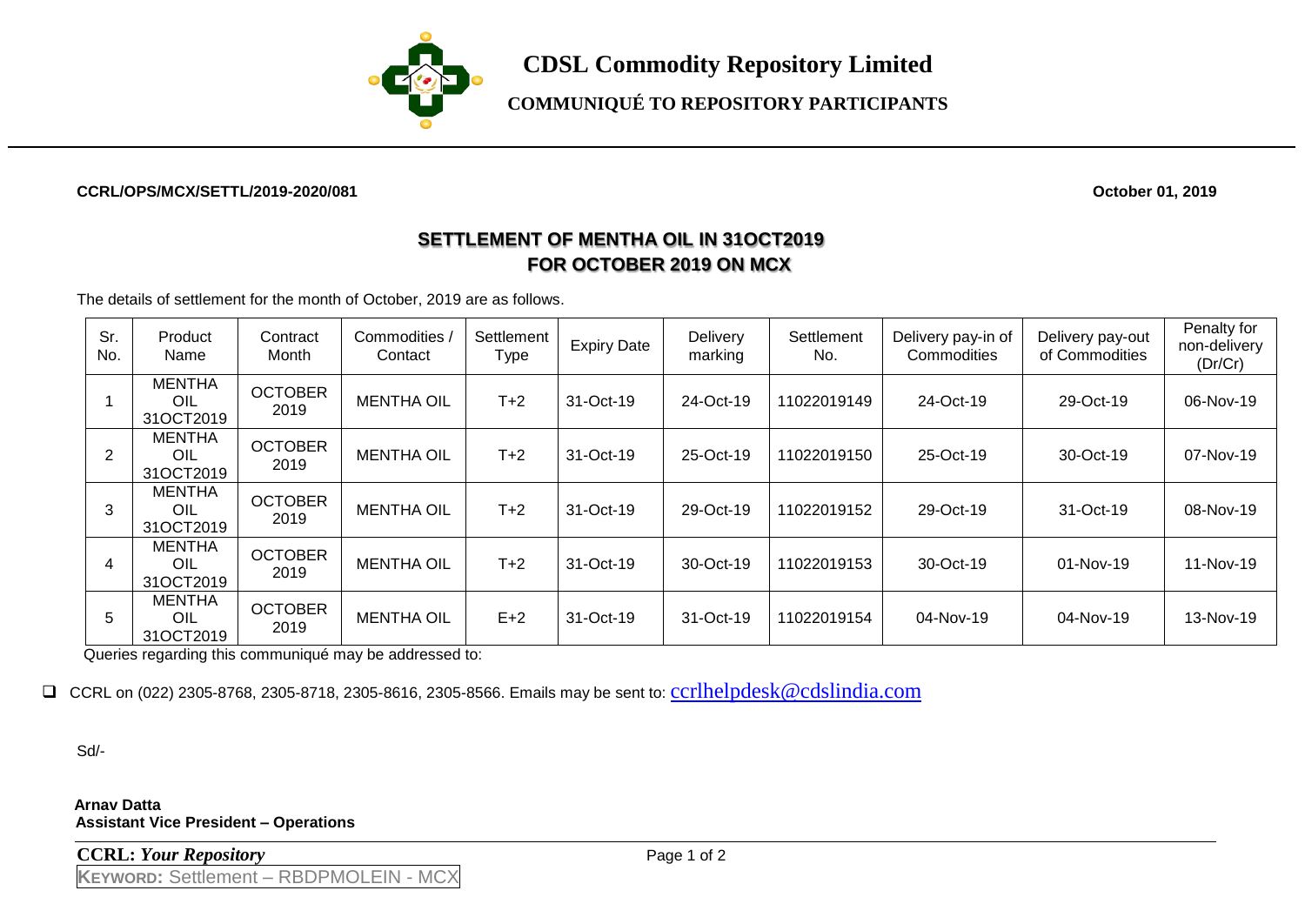# CDSL Commodity Repository Limited

**COMMUNIQUÉ TO REPOSITORY PARTICIPANTS**

**CCRL/OPS/MCX/SETTL/2019-2020/081**

**October 01, 2019**

## SETTLEMENT OF MENTHA OIL IN 31OCT2019 FOR OCTOBER 2019 ON MCX

The details of settlement for the month of October, 2019 are as follows.

| Sr. No. | Product Name | Contract Month | Commodities / Contact | Settlement Type | Expiry Date | Delivery marking | Settlement No. | Delivery pay-in of Commodities | Delivery pay-out of Commodities | Penalty for non-delivery (Dr/Cr) |
|---|---|---|---|---|---|---|---|---|---|---|
| 1 | MENTHA OIL 31OCT2019 | OCTOBER 2019 | MENTHA OIL | T+2 | 31-Oct-19 | 24-Oct-19 | 11022019149 | 24-Oct-19 | 29-Oct-19 | 06-Nov-19 |
| 2 | MENTHA OIL 31OCT2019 | OCTOBER 2019 | MENTHA OIL | T+2 | 31-Oct-19 | 25-Oct-19 | 11022019150 | 25-Oct-19 | 30-Oct-19 | 07-Nov-19 |
| 3 | MENTHA OIL 31OCT2019 | OCTOBER 2019 | MENTHA OIL | T+2 | 31-Oct-19 | 29-Oct-19 | 11022019152 | 29-Oct-19 | 31-Oct-19 | 08-Nov-19 |
| 4 | MENTHA OIL 31OCT2019 | OCTOBER 2019 | MENTHA OIL | T+2 | 31-Oct-19 | 30-Oct-19 | 11022019153 | 30-Oct-19 | 01-Nov-19 | 11-Nov-19 |
| 5 | MENTHA OIL 31OCT2019 | OCTOBER 2019 | MENTHA OIL | E+2 | 31-Oct-19 | 31-Oct-19 | 11022019154 | 04-Nov-19 | 04-Nov-19 | 13-Nov-19 |

Queries regarding this communiqué may be addressed to:

- CCRL on (022) 2305-8768, 2305-8718, 2305-8616, 2305-8566. Emails may be sent to: ccrlhelpdesk@cdslindia.com

Sd/-

**Arnav Datta**
**Assistant Vice President – Operations**

**CCRL:** ***Your Repository***

**KEYWORD:** Settlement – RBDPMOLEIN - MCX